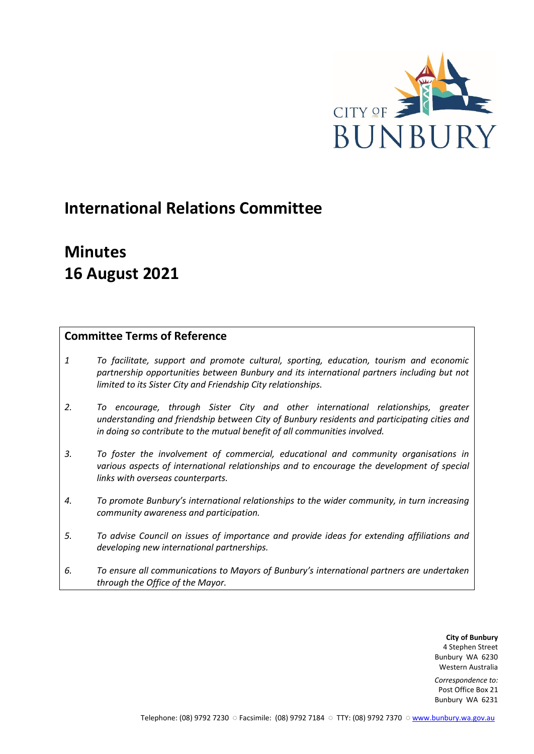CITY OF BUNBURY

# International Relations Committee

# Minutes
# 16 August 2021

## Committee Terms of Reference

*1* *To facilitate, support and promote cultural, sporting, education, tourism and economic partnership opportunities between Bunbury and its international partners including but not limited to its Sister City and Friendship City relationships.*

*2.* *To encourage, through Sister City and other international relationships, greater understanding and friendship between City of Bunbury residents and participating cities and in doing so contribute to the mutual benefit of all communities involved.*

*3.* *To foster the involvement of commercial, educational and community organisations in various aspects of international relationships and to encourage the development of special links with overseas counterparts.*

*4.* *To promote Bunbury's international relationships to the wider community, in turn increasing community awareness and participation.*

*5.* *To advise Council on issues of importance and provide ideas for extending affiliations and developing new international partnerships.*

*6.* *To ensure all communications to Mayors of Bunbury's international partners are undertaken through the Office of the Mayor.*

**City of Bunbury**
4 Stephen Street
Bunbury WA 6230
Western Australia

*Correspondence to:*
Post Office Box 21
Bunbury WA 6231

Telephone: (08) 9792 7230 ○ Facsimile: (08) 9792 7184 ○ TTY: (08) 9792 7370 ○ www.bunbury.wa.gov.au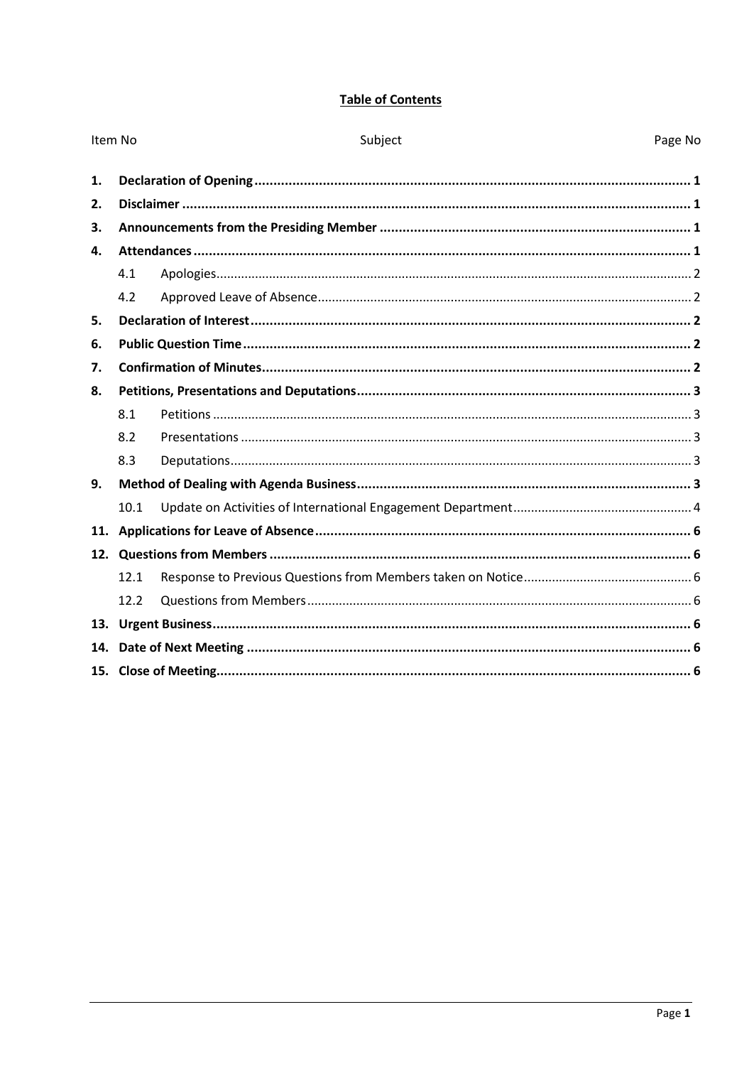**Table of Contents**

| Item No | | Subject | Page No |
|---|---|---|---|
| **1.** | | **Declaration of Opening** | **1** |
| **2.** | | **Disclaimer** | **1** |
| **3.** | | **Announcements from the Presiding Member** | **1** |
| **4.** | | **Attendances** | **1** |
| | 4.1 | Apologies | 2 |
| | 4.2 | Approved Leave of Absence | 2 |
| **5.** | | **Declaration of Interest** | **2** |
| **6.** | | **Public Question Time** | **2** |
| **7.** | | **Confirmation of Minutes** | **2** |
| **8.** | | **Petitions, Presentations and Deputations** | **3** |
| | 8.1 | Petitions | 3 |
| | 8.2 | Presentations | 3 |
| | 8.3 | Deputations | 3 |
| **9.** | | **Method of Dealing with Agenda Business** | **3** |
| | 10.1 | Update on Activities of International Engagement Department | 4 |
| **11.** | | **Applications for Leave of Absence** | **6** |
| **12.** | | **Questions from Members** | **6** |
| | 12.1 | Response to Previous Questions from Members taken on Notice | 6 |
| | 12.2 | Questions from Members | 6 |
| **13.** | | **Urgent Business** | **6** |
| **14.** | | **Date of Next Meeting** | **6** |
| **15.** | | **Close of Meeting** | **6** |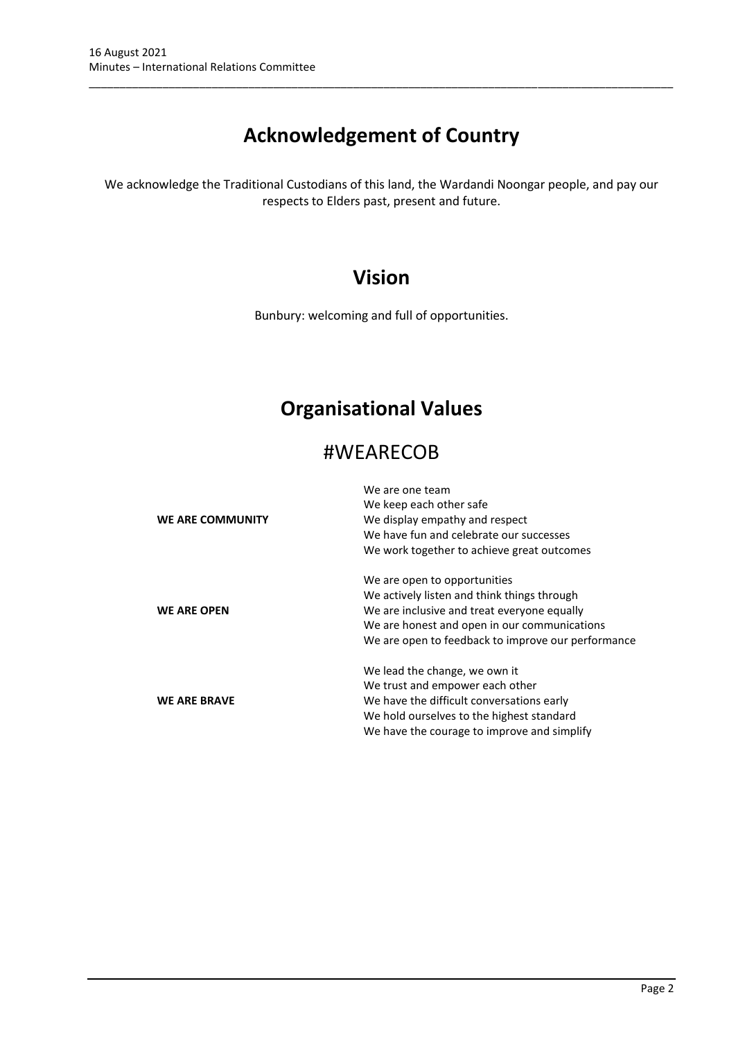# Acknowledgement of Country

We acknowledge the Traditional Custodians of this land, the Wardandi Noongar people, and pay our respects to Elders past, present and future.

# Vision

Bunbury: welcoming and full of opportunities.

# Organisational Values

## #WEARECOB

| | |
|---|---|
| **WE ARE COMMUNITY** | We are one team<br>We keep each other safe<br>We display empathy and respect<br>We have fun and celebrate our successes<br>We work together to achieve great outcomes |
| **WE ARE OPEN** | We are open to opportunities<br>We actively listen and think things through<br>We are inclusive and treat everyone equally<br>We are honest and open in our communications<br>We are open to feedback to improve our performance |
| **WE ARE BRAVE** | We lead the change, we own it<br>We trust and empower each other<br>We have the difficult conversations early<br>We hold ourselves to the highest standard<br>We have the courage to improve and simplify |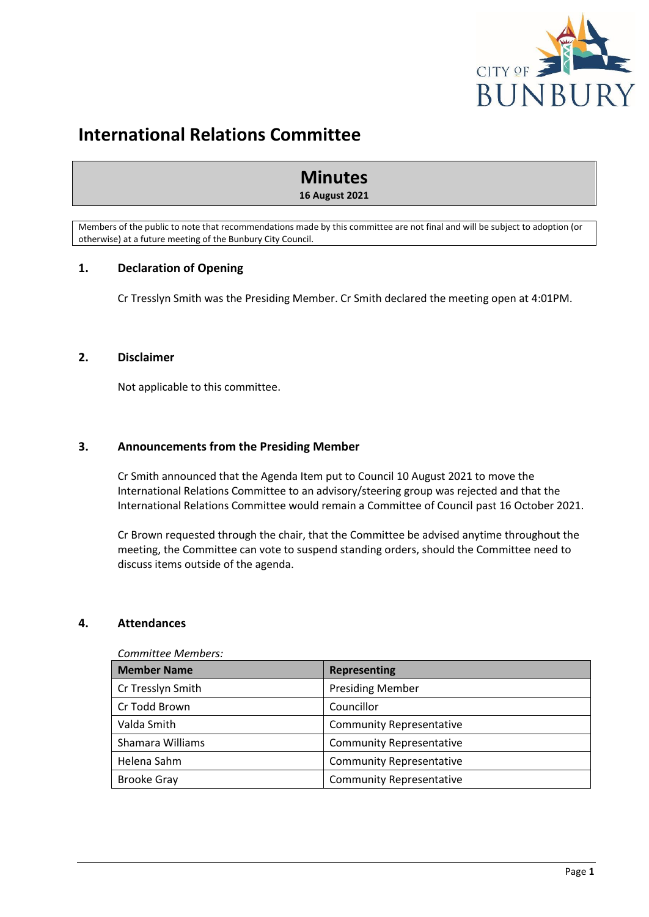# International Relations Committee

## Minutes

**16 August 2021**

Members of the public to note that recommendations made by this committee are not final and will be subject to adoption (or otherwise) at a future meeting of the Bunbury City Council.

## 1. Declaration of Opening

Cr Tresslyn Smith was the Presiding Member. Cr Smith declared the meeting open at 4:01PM.

## 2. Disclaimer

Not applicable to this committee.

## 3. Announcements from the Presiding Member

Cr Smith announced that the Agenda Item put to Council 10 August 2021 to move the International Relations Committee to an advisory/steering group was rejected and that the International Relations Committee would remain a Committee of Council past 16 October 2021.

Cr Brown requested through the chair, that the Committee be advised anytime throughout the meeting, the Committee can vote to suspend standing orders, should the Committee need to discuss items outside of the agenda.

## 4. Attendances

*Committee Members:*

| Member Name | Representing |
|---|---|
| Cr Tresslyn Smith | Presiding Member |
| Cr Todd Brown | Councillor |
| Valda Smith | Community Representative |
| Shamara Williams | Community Representative |
| Helena Sahm | Community Representative |
| Brooke Gray | Community Representative |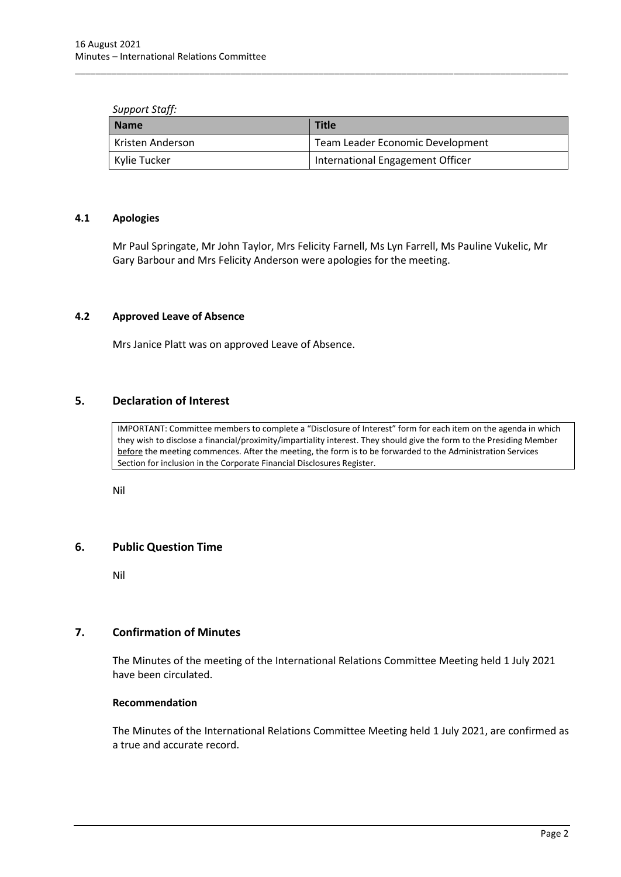*Support Staff:*

| Name | Title |
|---|---|
| Kristen Anderson | Team Leader Economic Development |
| Kylie Tucker | International Engagement Officer |

### 4.1 Apologies

Mr Paul Springate, Mr John Taylor, Mrs Felicity Farnell, Ms Lyn Farrell, Ms Pauline Vukelic, Mr Gary Barbour and Mrs Felicity Anderson were apologies for the meeting.

### 4.2 Approved Leave of Absence

Mrs Janice Platt was on approved Leave of Absence.

## 5. Declaration of Interest

> IMPORTANT: Committee members to complete a "Disclosure of Interest" form for each item on the agenda in which they wish to disclose a financial/proximity/impartiality interest. They should give the form to the Presiding Member before the meeting commences. After the meeting, the form is to be forwarded to the Administration Services Section for inclusion in the Corporate Financial Disclosures Register.

Nil

## 6. Public Question Time

Nil

## 7. Confirmation of Minutes

The Minutes of the meeting of the International Relations Committee Meeting held 1 July 2021 have been circulated.

**Recommendation**

The Minutes of the International Relations Committee Meeting held 1 July 2021, are confirmed as a true and accurate record.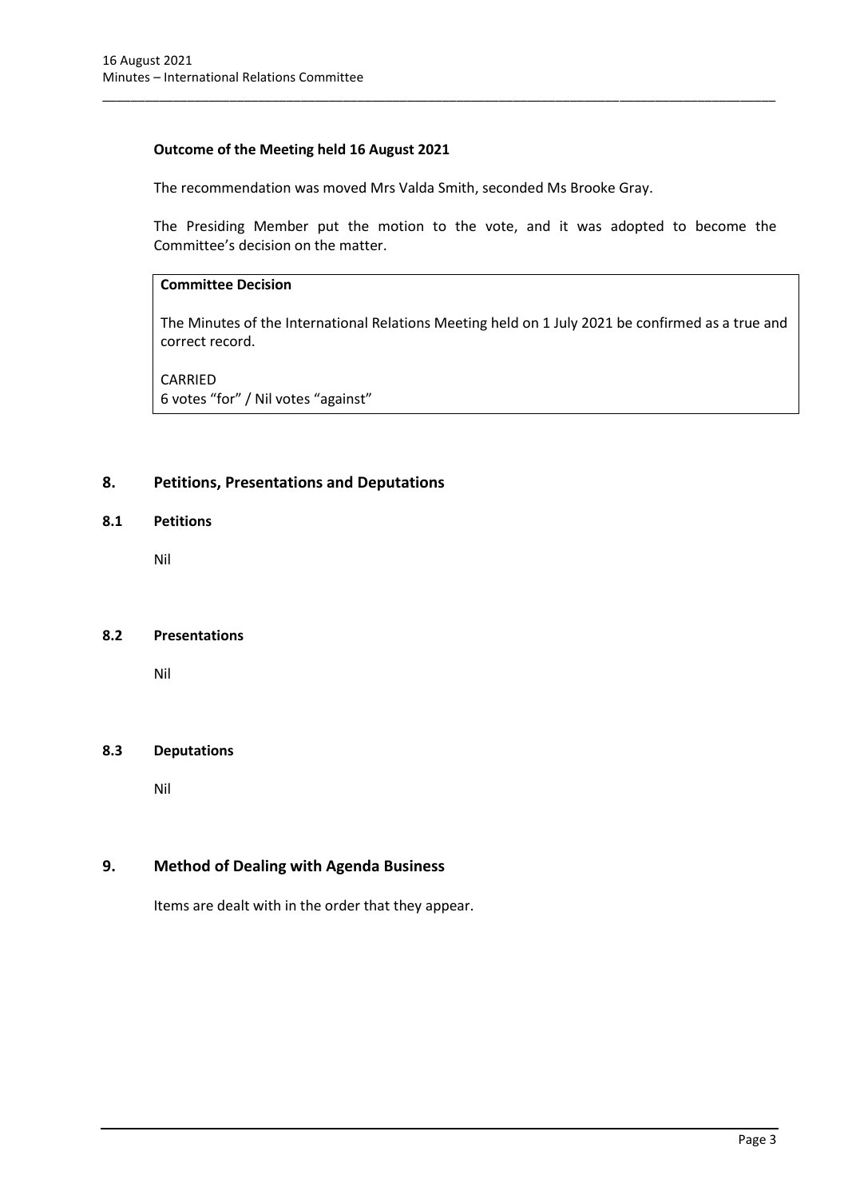**Outcome of the Meeting held 16 August 2021**

The recommendation was moved Mrs Valda Smith, seconded Ms Brooke Gray.

The Presiding Member put the motion to the vote, and it was adopted to become the Committee's decision on the matter.

**Committee Decision**

The Minutes of the International Relations Meeting held on 1 July 2021 be confirmed as a true and correct record.

CARRIED
6 votes "for" / Nil votes "against"

## 8. Petitions, Presentations and Deputations

### 8.1 Petitions

Nil

### 8.2 Presentations

Nil

### 8.3 Deputations

Nil

## 9. Method of Dealing with Agenda Business

Items are dealt with in the order that they appear.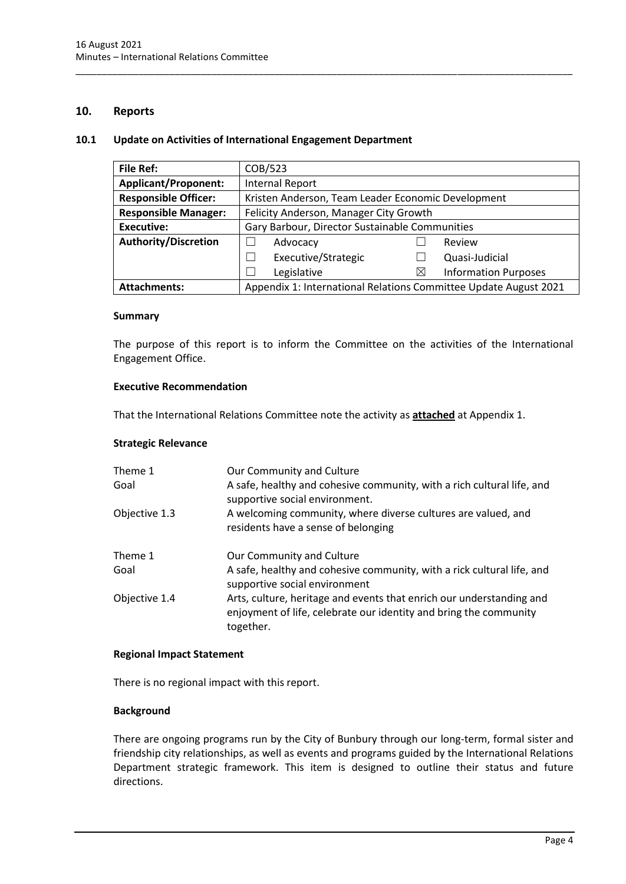## 10. Reports

### 10.1 Update on Activities of International Engagement Department

| File Ref: | COB/523 | | | |
|---|---|---|---|---|
| **Applicant/Proponent:** | Internal Report | | | |
| **Responsible Officer:** | Kristen Anderson, Team Leader Economic Development | | | |
| **Responsible Manager:** | Felicity Anderson, Manager City Growth | | | |
| **Executive:** | Gary Barbour, Director Sustainable Communities | | | |
| **Authority/Discretion** | ☐ | Advocacy | ☐ | Review |
| | ☐ | Executive/Strategic | ☐ | Quasi-Judicial |
| | ☐ | Legislative | ☒ | Information Purposes |
| **Attachments:** | Appendix 1: International Relations Committee Update August 2021 | | | |

#### Summary

The purpose of this report is to inform the Committee on the activities of the International Engagement Office.

#### Executive Recommendation

That the International Relations Committee note the activity as **attached** at Appendix 1.

#### Strategic Relevance

| | |
|---|---|
| Theme 1 | Our Community and Culture |
| Goal | A safe, healthy and cohesive community, with a rich cultural life, and supportive social environment. |
| Objective 1.3 | A welcoming community, where diverse cultures are valued, and residents have a sense of belonging |
| Theme 1 | Our Community and Culture |
| Goal | A safe, healthy and cohesive community, with a rick cultural life, and supportive social environment |
| Objective 1.4 | Arts, culture, heritage and events that enrich our understanding and enjoyment of life, celebrate our identity and bring the community together. |

#### Regional Impact Statement

There is no regional impact with this report.

#### Background

There are ongoing programs run by the City of Bunbury through our long-term, formal sister and friendship city relationships, as well as events and programs guided by the International Relations Department strategic framework. This item is designed to outline their status and future directions.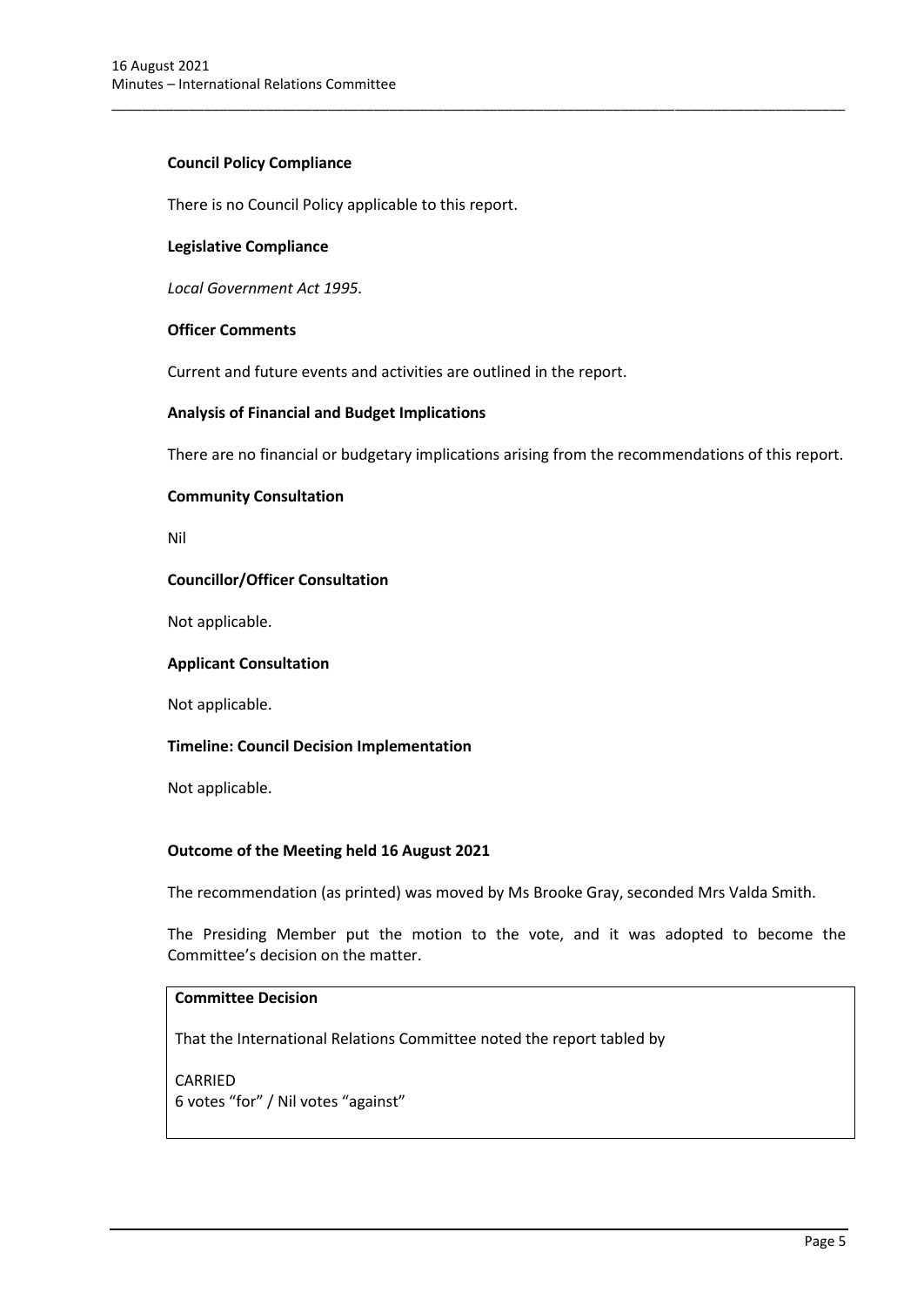**Council Policy Compliance**

There is no Council Policy applicable to this report.

**Legislative Compliance**

*Local Government Act 1995.*

**Officer Comments**

Current and future events and activities are outlined in the report.

**Analysis of Financial and Budget Implications**

There are no financial or budgetary implications arising from the recommendations of this report.

**Community Consultation**

Nil

**Councillor/Officer Consultation**

Not applicable.

**Applicant Consultation**

Not applicable.

**Timeline: Council Decision Implementation**

Not applicable.

**Outcome of the Meeting held 16 August 2021**

The recommendation (as printed) was moved by Ms Brooke Gray, seconded Mrs Valda Smith.

The Presiding Member put the motion to the vote, and it was adopted to become the Committee's decision on the matter.

**Committee Decision**

That the International Relations Committee noted the report tabled by

CARRIED
6 votes "for" / Nil votes "against"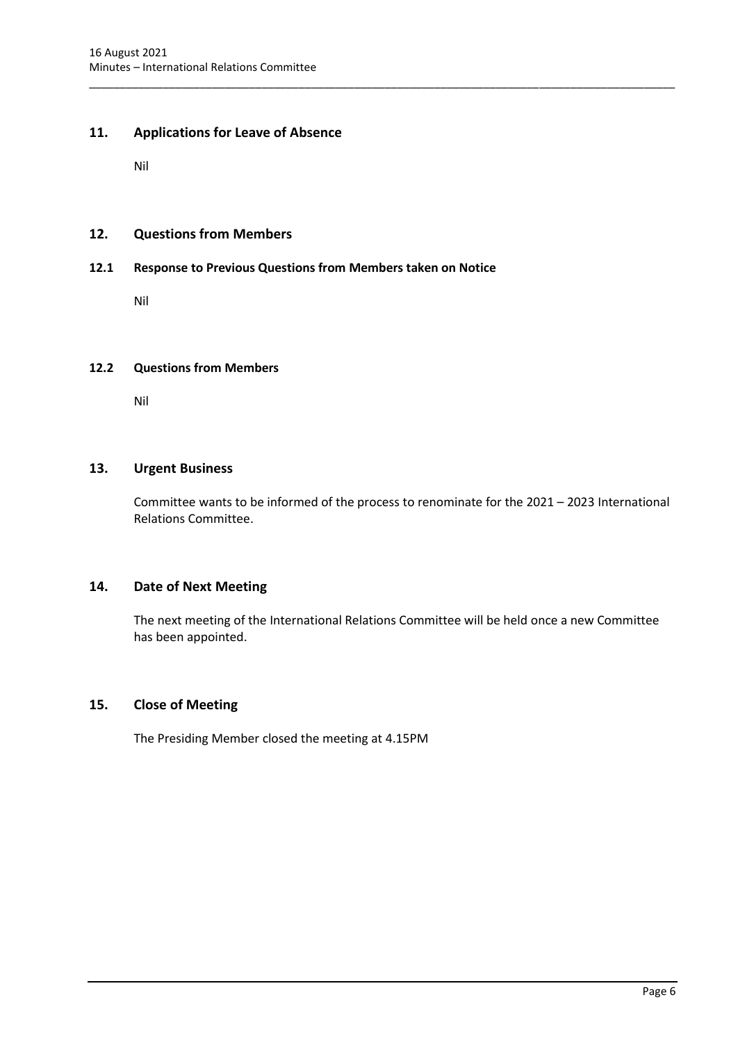## 11. Applications for Leave of Absence

Nil

## 12. Questions from Members

### 12.1 Response to Previous Questions from Members taken on Notice

Nil

### 12.2 Questions from Members

Nil

## 13. Urgent Business

Committee wants to be informed of the process to renominate for the 2021 – 2023 International Relations Committee.

## 14. Date of Next Meeting

The next meeting of the International Relations Committee will be held once a new Committee has been appointed.

## 15. Close of Meeting

The Presiding Member closed the meeting at 4.15PM